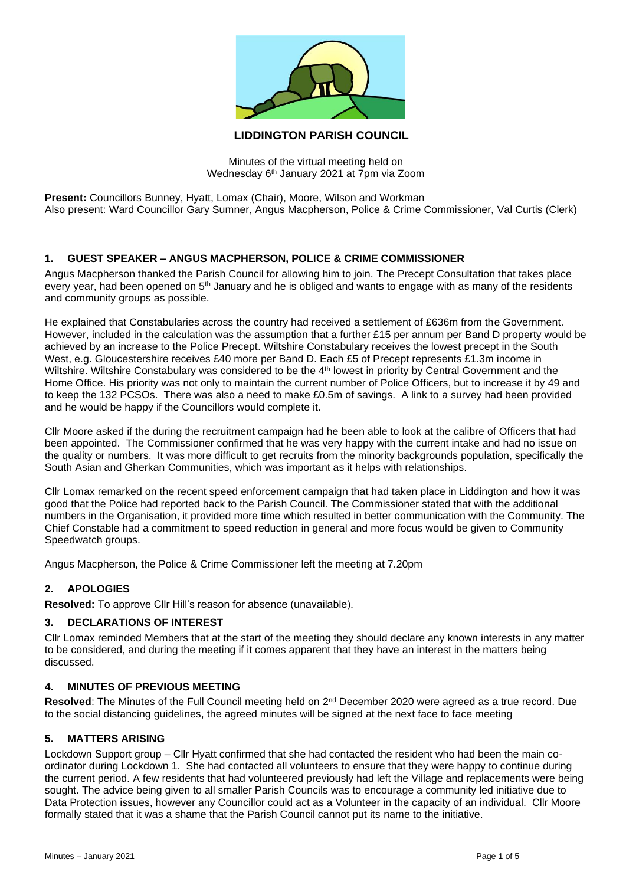# LIDDINGTON PARISH COUNCIL

Minutes of the virtual meeting held on
Wednesday 6th January 2021 at 7pm via Zoom

**Present:** Councillors Bunney, Hyatt, Lomax (Chair), Moore, Wilson and Workman
Also present: Ward Councillor Gary Sumner, Angus Macpherson, Police & Crime Commissioner, Val Curtis (Clerk)

## 1. GUEST SPEAKER – ANGUS MACPHERSON, POLICE & CRIME COMMISSIONER

Angus Macpherson thanked the Parish Council for allowing him to join. The Precept Consultation that takes place every year, had been opened on 5th January and he is obliged and wants to engage with as many of the residents and community groups as possible.

He explained that Constabularies across the country had received a settlement of £636m from the Government. However, included in the calculation was the assumption that a further £15 per annum per Band D property would be achieved by an increase to the Police Precept. Wiltshire Constabulary receives the lowest precept in the South West, e.g. Gloucestershire receives £40 more per Band D. Each £5 of Precept represents £1.3m income in Wiltshire. Wiltshire Constabulary was considered to be the 4th lowest in priority by Central Government and the Home Office. His priority was not only to maintain the current number of Police Officers, but to increase it by 49 and to keep the 132 PCSOs. There was also a need to make £0.5m of savings. A link to a survey had been provided and he would be happy if the Councillors would complete it.

Cllr Moore asked if the during the recruitment campaign had he been able to look at the calibre of Officers that had been appointed. The Commissioner confirmed that he was very happy with the current intake and had no issue on the quality or numbers. It was more difficult to get recruits from the minority backgrounds population, specifically the South Asian and Gherkan Communities, which was important as it helps with relationships.

Cllr Lomax remarked on the recent speed enforcement campaign that had taken place in Liddington and how it was good that the Police had reported back to the Parish Council. The Commissioner stated that with the additional numbers in the Organisation, it provided more time which resulted in better communication with the Community. The Chief Constable had a commitment to speed reduction in general and more focus would be given to Community Speedwatch groups.

Angus Macpherson, the Police & Crime Commissioner left the meeting at 7.20pm

## 2. APOLOGIES

**Resolved:** To approve Cllr Hill's reason for absence (unavailable).

## 3. DECLARATIONS OF INTEREST

Cllr Lomax reminded Members that at the start of the meeting they should declare any known interests in any matter to be considered, and during the meeting if it comes apparent that they have an interest in the matters being discussed.

## 4. MINUTES OF PREVIOUS MEETING

**Resolved**: The Minutes of the Full Council meeting held on 2nd December 2020 were agreed as a true record. Due to the social distancing guidelines, the agreed minutes will be signed at the next face to face meeting

## 5. MATTERS ARISING

Lockdown Support group – Cllr Hyatt confirmed that she had contacted the resident who had been the main co-ordinator during Lockdown 1. She had contacted all volunteers to ensure that they were happy to continue during the current period. A few residents that had volunteered previously had left the Village and replacements were being sought. The advice being given to all smaller Parish Councils was to encourage a community led initiative due to Data Protection issues, however any Councillor could act as a Volunteer in the capacity of an individual. Cllr Moore formally stated that it was a shame that the Parish Council cannot put its name to the initiative.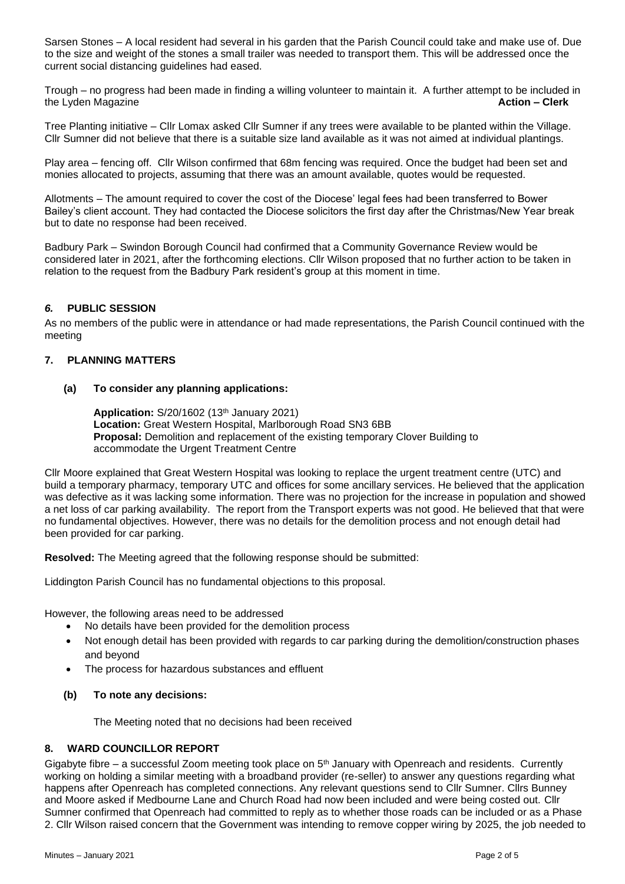Sarsen Stones – A local resident had several in his garden that the Parish Council could take and make use of. Due to the size and weight of the stones a small trailer was needed to transport them. This will be addressed once the current social distancing guidelines had eased.

Trough – no progress had been made in finding a willing volunteer to maintain it. A further attempt to be included in the Lyden Magazine **Action – Clerk**

Tree Planting initiative – Cllr Lomax asked Cllr Sumner if any trees were available to be planted within the Village. Cllr Sumner did not believe that there is a suitable size land available as it was not aimed at individual plantings.

Play area – fencing off. Cllr Wilson confirmed that 68m fencing was required. Once the budget had been set and monies allocated to projects, assuming that there was an amount available, quotes would be requested.

Allotments – The amount required to cover the cost of the Diocese' legal fees had been transferred to Bower Bailey's client account. They had contacted the Diocese solicitors the first day after the Christmas/New Year break but to date no response had been received.

Badbury Park – Swindon Borough Council had confirmed that a Community Governance Review would be considered later in 2021, after the forthcoming elections. Cllr Wilson proposed that no further action to be taken in relation to the request from the Badbury Park resident's group at this moment in time.

## *6.* PUBLIC SESSION

As no members of the public were in attendance or had made representations, the Parish Council continued with the meeting

## 7. PLANNING MATTERS

### (a) To consider any planning applications:

**Application:** S/20/1602 (13th January 2021)
**Location:** Great Western Hospital, Marlborough Road SN3 6BB
**Proposal:** Demolition and replacement of the existing temporary Clover Building to accommodate the Urgent Treatment Centre

Cllr Moore explained that Great Western Hospital was looking to replace the urgent treatment centre (UTC) and build a temporary pharmacy, temporary UTC and offices for some ancillary services. He believed that the application was defective as it was lacking some information. There was no projection for the increase in population and showed a net loss of car parking availability. The report from the Transport experts was not good. He believed that that were no fundamental objectives. However, there was no details for the demolition process and not enough detail had been provided for car parking.

**Resolved:** The Meeting agreed that the following response should be submitted:

Liddington Parish Council has no fundamental objections to this proposal.

However, the following areas need to be addressed

- No details have been provided for the demolition process
- Not enough detail has been provided with regards to car parking during the demolition/construction phases and beyond
- The process for hazardous substances and effluent

### (b) To note any decisions:

The Meeting noted that no decisions had been received

## 8. WARD COUNCILLOR REPORT

Gigabyte fibre – a successful Zoom meeting took place on 5th January with Openreach and residents. Currently working on holding a similar meeting with a broadband provider (re-seller) to answer any questions regarding what happens after Openreach has completed connections. Any relevant questions send to Cllr Sumner. Cllrs Bunney and Moore asked if Medbourne Lane and Church Road had now been included and were being costed out. Cllr Sumner confirmed that Openreach had committed to reply as to whether those roads can be included or as a Phase 2. Cllr Wilson raised concern that the Government was intending to remove copper wiring by 2025, the job needed to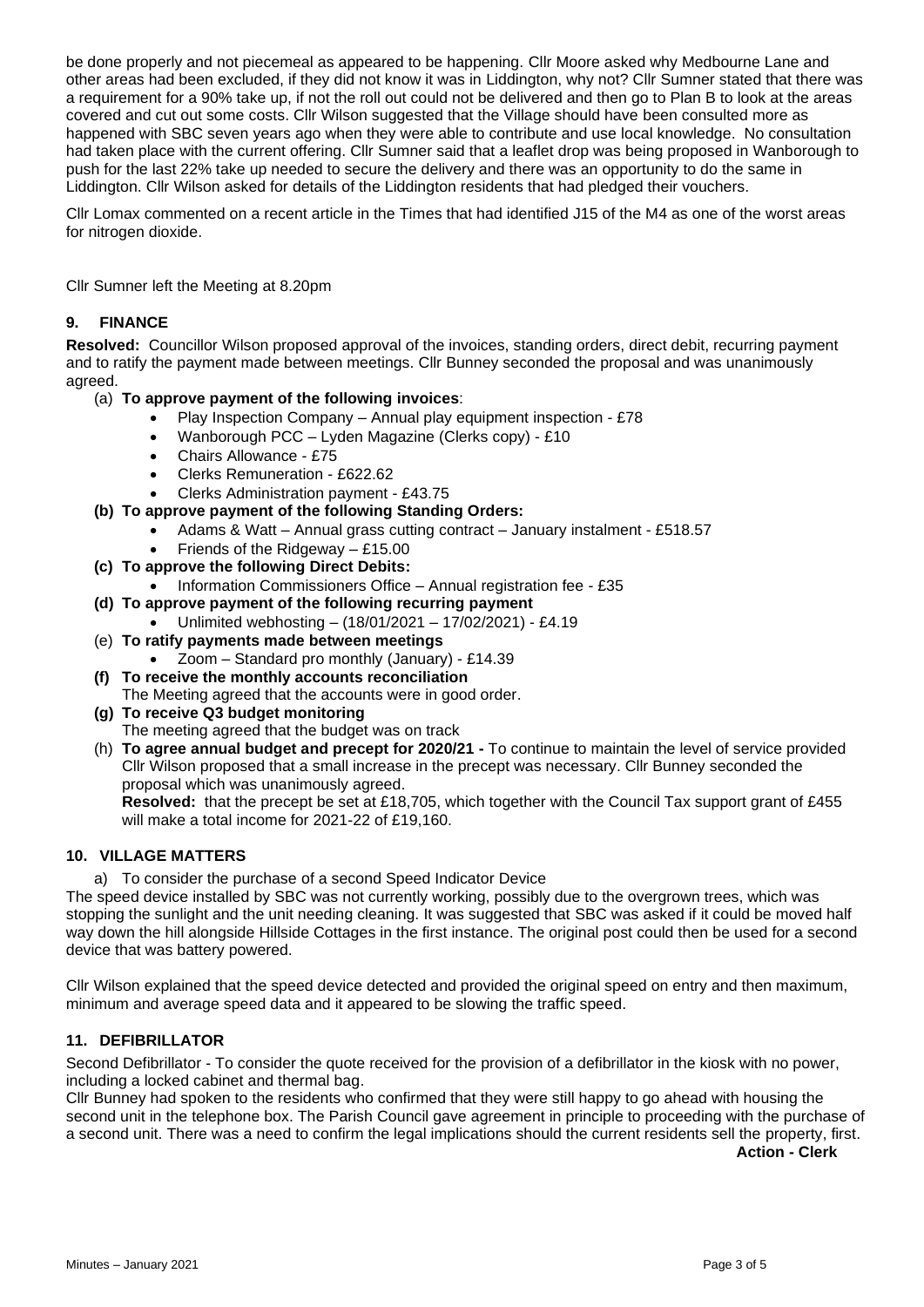be done properly and not piecemeal as appeared to be happening. Cllr Moore asked why Medbourne Lane and other areas had been excluded, if they did not know it was in Liddington, why not? Cllr Sumner stated that there was a requirement for a 90% take up, if not the roll out could not be delivered and then go to Plan B to look at the areas covered and cut out some costs. Cllr Wilson suggested that the Village should have been consulted more as happened with SBC seven years ago when they were able to contribute and use local knowledge. No consultation had taken place with the current offering. Cllr Sumner said that a leaflet drop was being proposed in Wanborough to push for the last 22% take up needed to secure the delivery and there was an opportunity to do the same in Liddington. Cllr Wilson asked for details of the Liddington residents that had pledged their vouchers.

Cllr Lomax commented on a recent article in the Times that had identified J15 of the M4 as one of the worst areas for nitrogen dioxide.

Cllr Sumner left the Meeting at 8.20pm

## 9. FINANCE

**Resolved:** Councillor Wilson proposed approval of the invoices, standing orders, direct debit, recurring payment and to ratify the payment made between meetings. Cllr Bunney seconded the proposal and was unanimously agreed.

(a) **To approve payment of the following invoices**:
- Play Inspection Company – Annual play equipment inspection - £78
- Wanborough PCC – Lyden Magazine (Clerks copy) - £10
- Chairs Allowance - £75
- Clerks Remuneration - £622.62
- Clerks Administration payment - £43.75

**(b) To approve payment of the following Standing Orders:**
- Adams & Watt – Annual grass cutting contract – January instalment - £518.57
- Friends of the Ridgeway – £15.00

**(c) To approve the following Direct Debits:**
- Information Commissioners Office – Annual registration fee - £35

**(d) To approve payment of the following recurring payment**
- Unlimited webhosting – (18/01/2021 – 17/02/2021) - £4.19

(e) **To ratify payments made between meetings**
- Zoom – Standard pro monthly (January) - £14.39

**(f) To receive the monthly accounts reconciliation**
The Meeting agreed that the accounts were in good order.

**(g) To receive Q3 budget monitoring**
The meeting agreed that the budget was on track

(h) **To agree annual budget and precept for 2020/21 -** To continue to maintain the level of service provided Cllr Wilson proposed that a small increase in the precept was necessary. Cllr Bunney seconded the proposal which was unanimously agreed.
**Resolved:** that the precept be set at £18,705, which together with the Council Tax support grant of £455 will make a total income for 2021-22 of £19,160.

## 10. VILLAGE MATTERS

a) To consider the purchase of a second Speed Indicator Device

The speed device installed by SBC was not currently working, possibly due to the overgrown trees, which was stopping the sunlight and the unit needing cleaning. It was suggested that SBC was asked if it could be moved half way down the hill alongside Hillside Cottages in the first instance. The original post could then be used for a second device that was battery powered.

Cllr Wilson explained that the speed device detected and provided the original speed on entry and then maximum, minimum and average speed data and it appeared to be slowing the traffic speed.

## 11. DEFIBRILLATOR

Second Defibrillator - To consider the quote received for the provision of a defibrillator in the kiosk with no power, including a locked cabinet and thermal bag.

Cllr Bunney had spoken to the residents who confirmed that they were still happy to go ahead with housing the second unit in the telephone box. The Parish Council gave agreement in principle to proceeding with the purchase of a second unit. There was a need to confirm the legal implications should the current residents sell the property, first.

**Action - Clerk**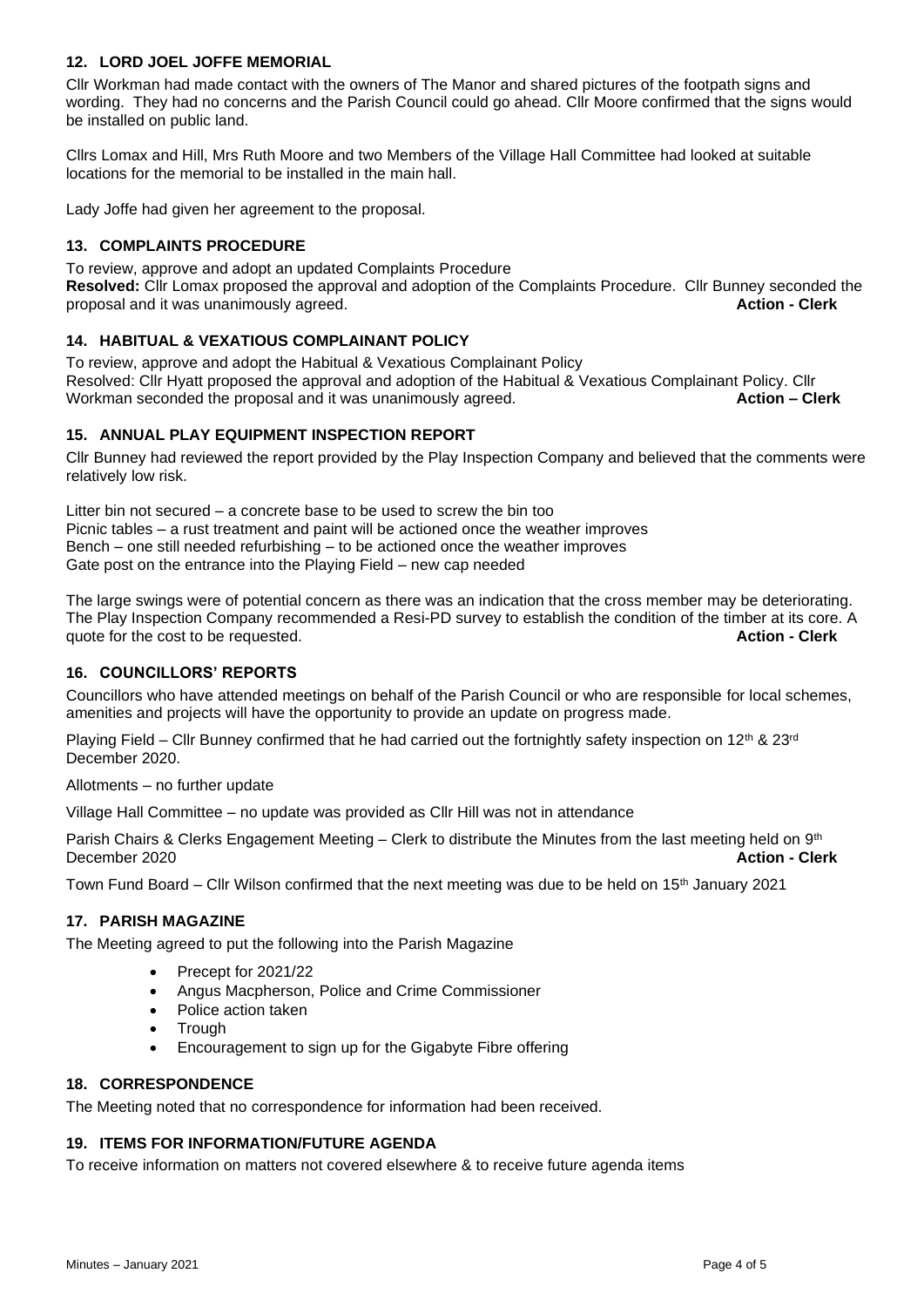## 12. LORD JOEL JOFFE MEMORIAL

Cllr Workman had made contact with the owners of The Manor and shared pictures of the footpath signs and wording. They had no concerns and the Parish Council could go ahead. Cllr Moore confirmed that the signs would be installed on public land.

Cllrs Lomax and Hill, Mrs Ruth Moore and two Members of the Village Hall Committee had looked at suitable locations for the memorial to be installed in the main hall.

Lady Joffe had given her agreement to the proposal.

## 13. COMPLAINTS PROCEDURE

To review, approve and adopt an updated Complaints Procedure

**Resolved:** Cllr Lomax proposed the approval and adoption of the Complaints Procedure. Cllr Bunney seconded the proposal and it was unanimously agreed. **Action - Clerk**

## 14. HABITUAL & VEXATIOUS COMPLAINANT POLICY

To review, approve and adopt the Habitual & Vexatious Complainant Policy

Resolved: Cllr Hyatt proposed the approval and adoption of the Habitual & Vexatious Complainant Policy. Cllr Workman seconded the proposal and it was unanimously agreed. **Action – Clerk**

## 15. ANNUAL PLAY EQUIPMENT INSPECTION REPORT

Cllr Bunney had reviewed the report provided by the Play Inspection Company and believed that the comments were relatively low risk.

Litter bin not secured – a concrete base to be used to screw the bin too
Picnic tables – a rust treatment and paint will be actioned once the weather improves
Bench – one still needed refurbishing – to be actioned once the weather improves
Gate post on the entrance into the Playing Field – new cap needed

The large swings were of potential concern as there was an indication that the cross member may be deteriorating. The Play Inspection Company recommended a Resi-PD survey to establish the condition of the timber at its core. A quote for the cost to be requested. **Action - Clerk**

## 16. COUNCILLORS' REPORTS

Councillors who have attended meetings on behalf of the Parish Council or who are responsible for local schemes, amenities and projects will have the opportunity to provide an update on progress made.

Playing Field – Cllr Bunney confirmed that he had carried out the fortnightly safety inspection on 12th & 23rd December 2020.

Allotments – no further update

Village Hall Committee – no update was provided as Cllr Hill was not in attendance

Parish Chairs & Clerks Engagement Meeting – Clerk to distribute the Minutes from the last meeting held on 9th December 2020 **Action - Clerk**

Town Fund Board – Cllr Wilson confirmed that the next meeting was due to be held on 15th January 2021

## 17. PARISH MAGAZINE

The Meeting agreed to put the following into the Parish Magazine

- Precept for 2021/22
- Angus Macpherson, Police and Crime Commissioner
- Police action taken
- Trough
- Encouragement to sign up for the Gigabyte Fibre offering

## 18. CORRESPONDENCE

The Meeting noted that no correspondence for information had been received.

## 19. ITEMS FOR INFORMATION/FUTURE AGENDA

To receive information on matters not covered elsewhere & to receive future agenda items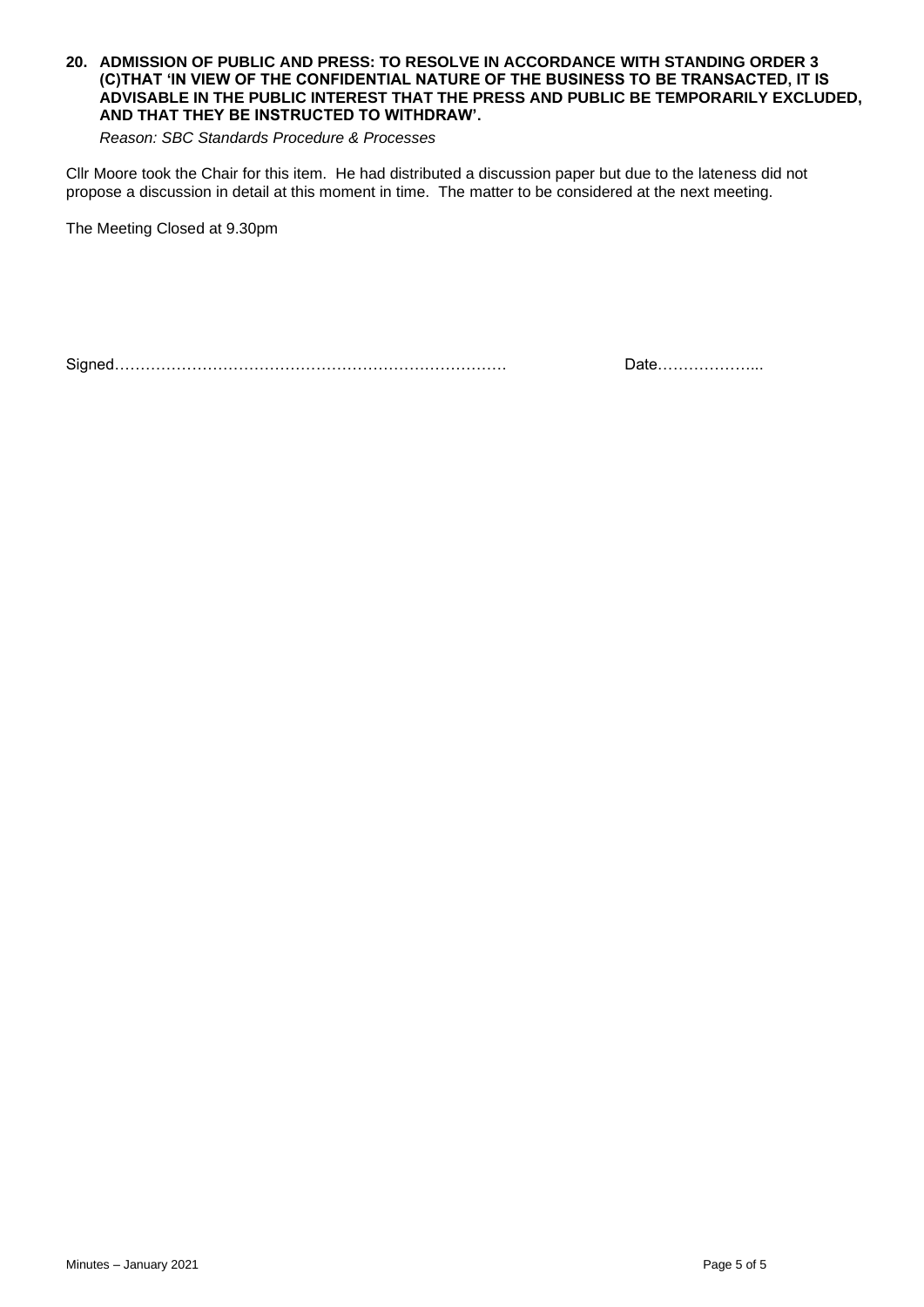**20. ADMISSION OF PUBLIC AND PRESS: TO RESOLVE IN ACCORDANCE WITH STANDING ORDER 3 (C)THAT 'IN VIEW OF THE CONFIDENTIAL NATURE OF THE BUSINESS TO BE TRANSACTED, IT IS ADVISABLE IN THE PUBLIC INTEREST THAT THE PRESS AND PUBLIC BE TEMPORARILY EXCLUDED, AND THAT THEY BE INSTRUCTED TO WITHDRAW'.**

*Reason: SBC Standards Procedure & Processes*

Cllr Moore took the Chair for this item. He had distributed a discussion paper but due to the lateness did not propose a discussion in detail at this moment in time. The matter to be considered at the next meeting.

The Meeting Closed at 9.30pm

Signed………………………………………………………………… Date………………...